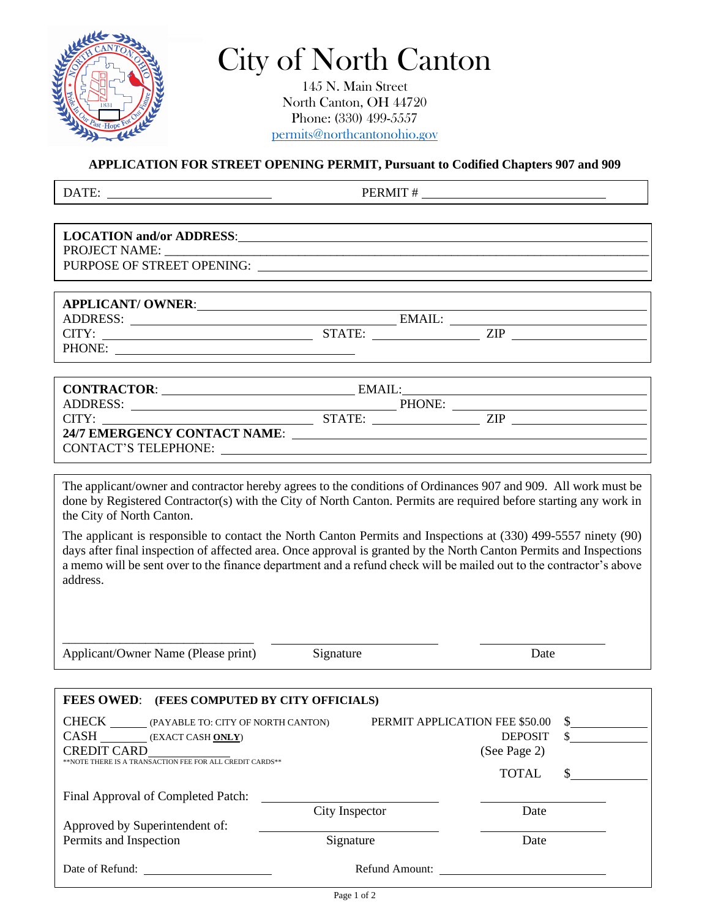# City of North Canton

145 N. Main Street
North Canton, OH 44720
Phone: (330) 499-5557
permits@northcantonohio.gov

## APPLICATION FOR STREET OPENING PERMIT, Pursuant to Codified Chapters 907 and 909

DATE: ______________________ PERMIT # ______________________

**LOCATION and/or ADDRESS**: ______________________
PROJECT NAME: ______________________
PURPOSE OF STREET OPENING: ______________________

**APPLICANT/ OWNER**: ______________________
ADDRESS: ______________________ EMAIL: ______________________
CITY: ______________________ STATE: ____________ ZIP ____________
PHONE: ______________________

**CONTRACTOR**: ______________________ EMAIL: ______________________
ADDRESS: ______________________ PHONE: ______________________
CITY: ______________________ STATE: ____________ ZIP ____________
**24/7 EMERGENCY CONTACT NAME**: ______________________
CONTACT'S TELEPHONE: ______________________

The applicant/owner and contractor hereby agrees to the conditions of Ordinances 907 and 909. All work must be done by Registered Contractor(s) with the City of North Canton. Permits are required before starting any work in the City of North Canton.

The applicant is responsible to contact the North Canton Permits and Inspections at (330) 499-5557 ninety (90) days after final inspection of affected area. Once approval is granted by the North Canton Permits and Inspections a memo will be sent over to the finance department and a refund check will be mailed out to the contractor's above address.

______________________ ______________________ ______________________
Applicant/Owner Name (Please print) Signature Date

**FEES OWED**: **(FEES COMPUTED BY CITY OFFICIALS)**

CHECK ______ (PAYABLE TO: CITY OF NORTH CANTON) PERMIT APPLICATION FEE $50.00 $__________
CASH ______ (EXACT CASH **ONLY**) DEPOSIT $__________
CREDIT CARD ____________ (See Page 2)
**NOTE THERE IS A TRANSACTION FEE FOR ALL CREDIT CARDS**
TOTAL $__________

Final Approval of Completed Patch: ______________________ ______________________
City Inspector Date

Approved by Superintendent of:
Permits and Inspection ______________________ ______________________
Signature Date

Date of Refund: ______________________ Refund Amount: ______________________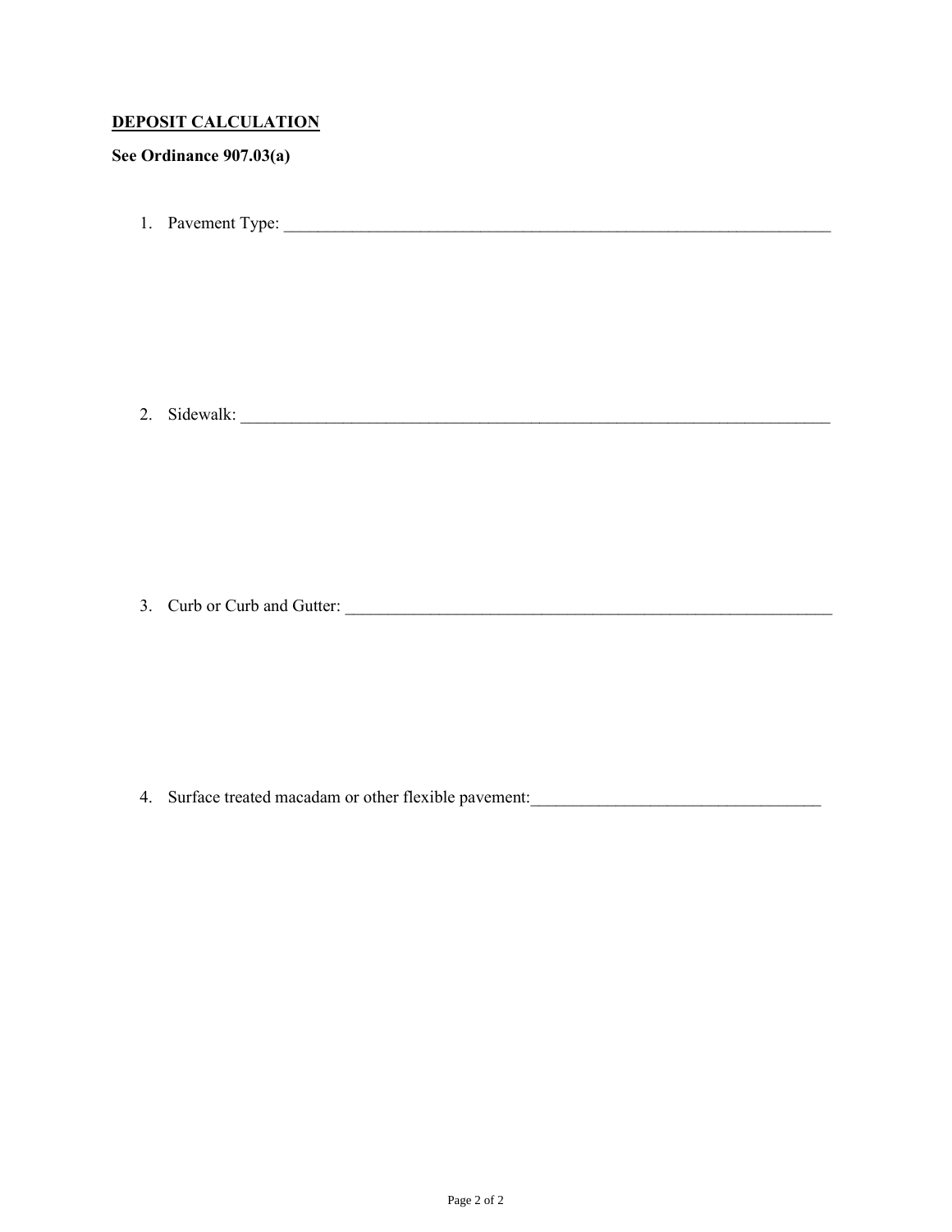## DEPOSIT CALCULATION

**See Ordinance 907.03(a)**

1. Pavement Type: ______________________________________________________________________

2. Sidewalk: ___________________________________________________________________________

3. Curb or Curb and Gutter: ______________________________________________________________

4. Surface treated macadam or other flexible pavement:___________________________________